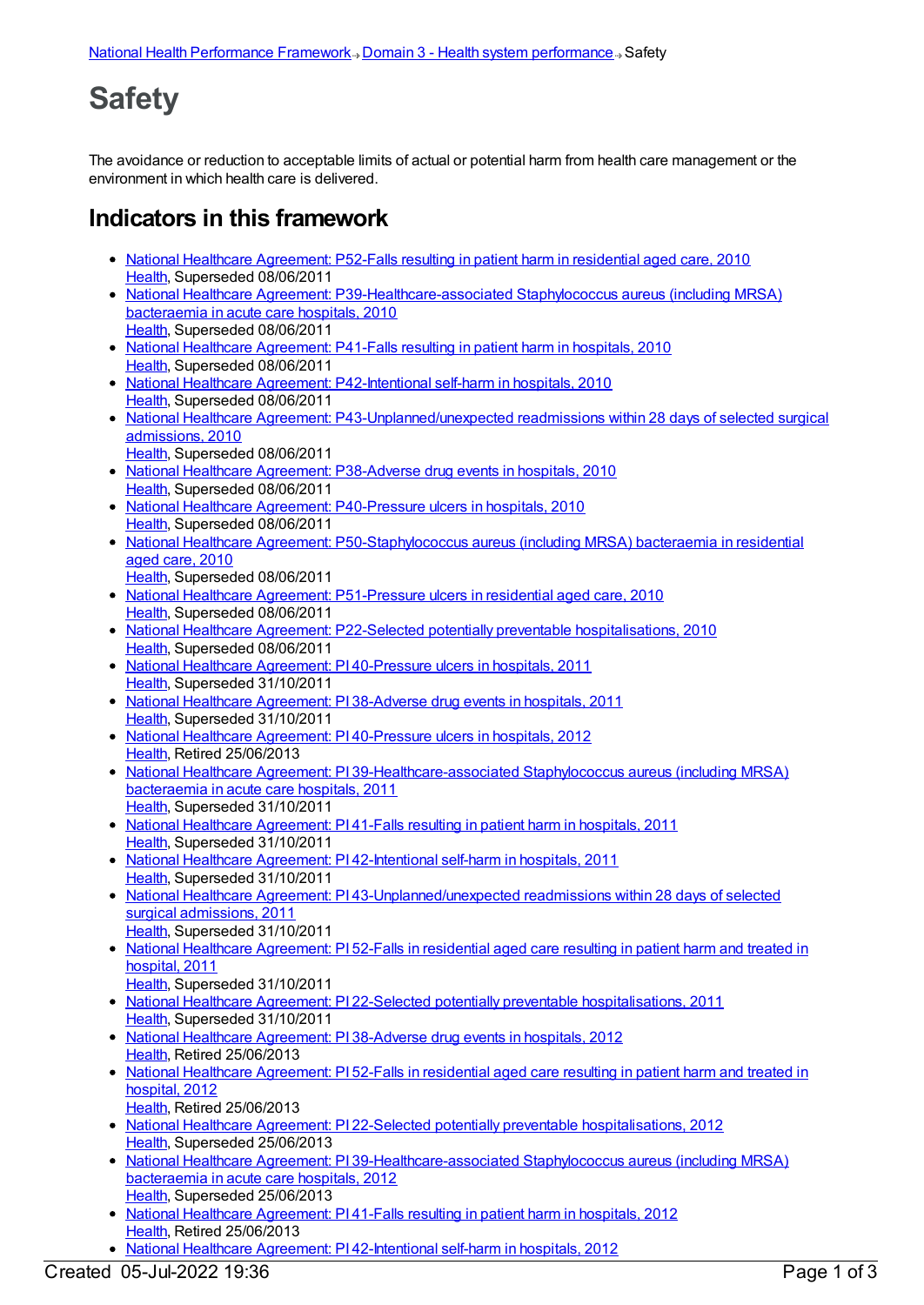[National Health Performance Framework](#) ⇒ [Domain 3 - Health system performance](#) ⇒ Safety

# Safety

The avoidance or reduction to acceptable limits of actual or potential harm from health care management or the environment in which health care is delivered.

## Indicators in this framework

- National Healthcare Agreement: P52-Falls resulting in patient harm in residential aged care, 2010
  Health, Superseded 08/06/2011
- National Healthcare Agreement: P39-Healthcare-associated Staphylococcus aureus (including MRSA) bacteraemia in acute care hospitals, 2010
  Health, Superseded 08/06/2011
- National Healthcare Agreement: P41-Falls resulting in patient harm in hospitals, 2010
  Health, Superseded 08/06/2011
- National Healthcare Agreement: P42-Intentional self-harm in hospitals, 2010
  Health, Superseded 08/06/2011
- National Healthcare Agreement: P43-Unplanned/unexpected readmissions within 28 days of selected surgical admissions, 2010
  Health, Superseded 08/06/2011
- National Healthcare Agreement: P38-Adverse drug events in hospitals, 2010
  Health, Superseded 08/06/2011
- National Healthcare Agreement: P40-Pressure ulcers in hospitals, 2010
  Health, Superseded 08/06/2011
- National Healthcare Agreement: P50-Staphylococcus aureus (including MRSA) bacteraemia in residential aged care, 2010
  Health, Superseded 08/06/2011
- National Healthcare Agreement: P51-Pressure ulcers in residential aged care, 2010
  Health, Superseded 08/06/2011
- National Healthcare Agreement: P22-Selected potentially preventable hospitalisations, 2010
  Health, Superseded 08/06/2011
- National Healthcare Agreement: PI 40-Pressure ulcers in hospitals, 2011
  Health, Superseded 31/10/2011
- National Healthcare Agreement: PI 38-Adverse drug events in hospitals, 2011
  Health, Superseded 31/10/2011
- National Healthcare Agreement: PI 40-Pressure ulcers in hospitals, 2012
  Health, Retired 25/06/2013
- National Healthcare Agreement: PI 39-Healthcare-associated Staphylococcus aureus (including MRSA) bacteraemia in acute care hospitals, 2011
  Health, Superseded 31/10/2011
- National Healthcare Agreement: PI 41-Falls resulting in patient harm in hospitals, 2011
  Health, Superseded 31/10/2011
- National Healthcare Agreement: PI 42-Intentional self-harm in hospitals, 2011
  Health, Superseded 31/10/2011
- National Healthcare Agreement: PI 43-Unplanned/unexpected readmissions within 28 days of selected surgical admissions, 2011
  Health, Superseded 31/10/2011
- National Healthcare Agreement: PI 52-Falls in residential aged care resulting in patient harm and treated in hospital, 2011
  Health, Superseded 31/10/2011
- National Healthcare Agreement: PI 22-Selected potentially preventable hospitalisations, 2011
  Health, Superseded 31/10/2011
- National Healthcare Agreement: PI 38-Adverse drug events in hospitals, 2012
  Health, Retired 25/06/2013
- National Healthcare Agreement: PI 52-Falls in residential aged care resulting in patient harm and treated in hospital, 2012
  Health, Retired 25/06/2013
- National Healthcare Agreement: PI 22-Selected potentially preventable hospitalisations, 2012
  Health, Superseded 25/06/2013
- National Healthcare Agreement: PI 39-Healthcare-associated Staphylococcus aureus (including MRSA) bacteraemia in acute care hospitals, 2012
  Health, Superseded 25/06/2013
- National Healthcare Agreement: PI 41-Falls resulting in patient harm in hospitals, 2012
  Health, Retired 25/06/2013
- National Healthcare Agreement: PI 42-Intentional self-harm in hospitals, 2012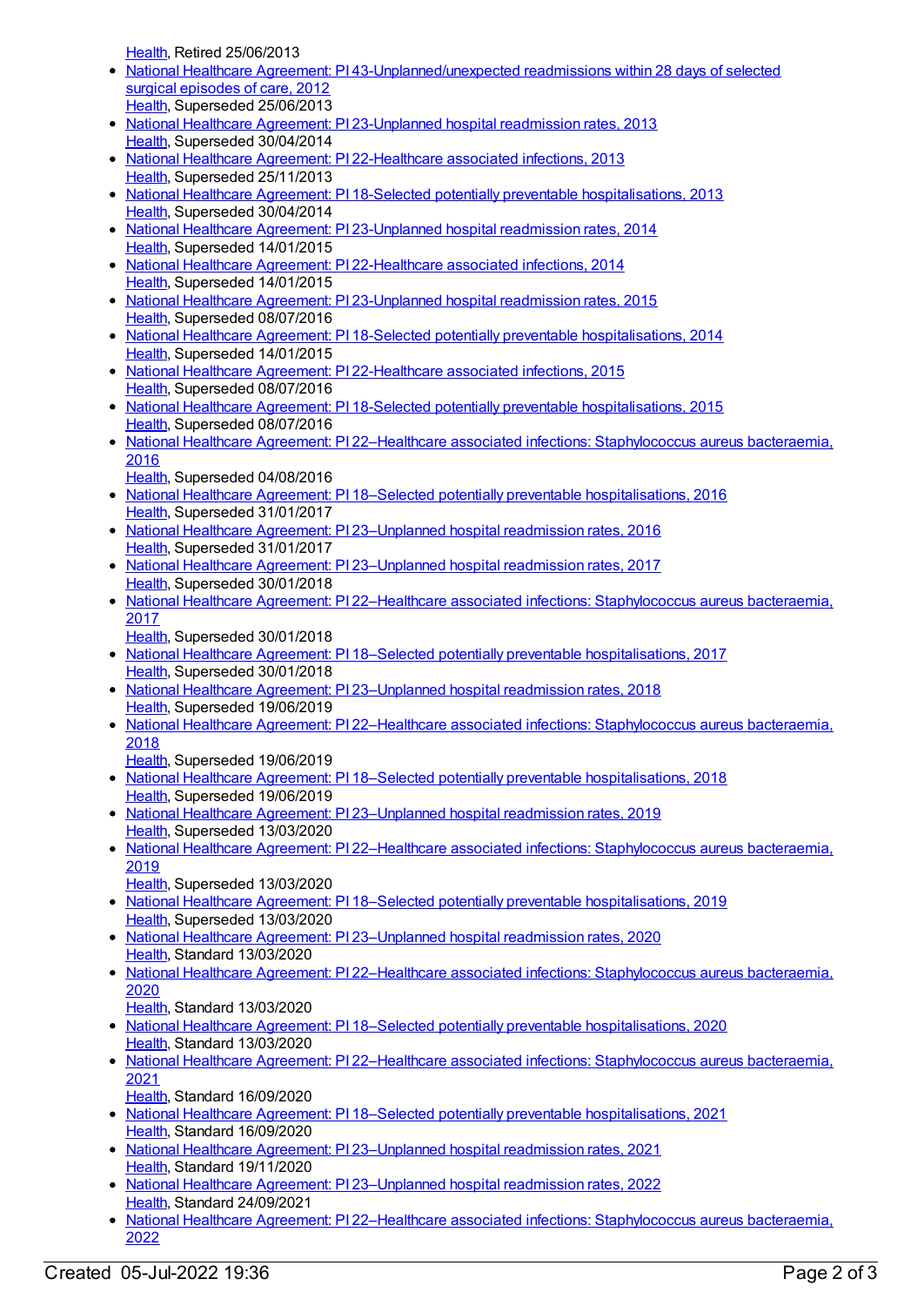Health, Retired 25/06/2013

- National Healthcare Agreement: PI 43-Unplanned/unexpected readmissions within 28 days of selected surgical episodes of care, 2012
Health, Superseded 25/06/2013
- National Healthcare Agreement: PI 23-Unplanned hospital readmission rates, 2013
Health, Superseded 30/04/2014
- National Healthcare Agreement: PI 22-Healthcare associated infections, 2013
Health, Superseded 25/11/2013
- National Healthcare Agreement: PI 18-Selected potentially preventable hospitalisations, 2013
Health, Superseded 30/04/2014
- National Healthcare Agreement: PI 23-Unplanned hospital readmission rates, 2014
Health, Superseded 14/01/2015
- National Healthcare Agreement: PI 22-Healthcare associated infections, 2014
Health, Superseded 14/01/2015
- National Healthcare Agreement: PI 23-Unplanned hospital readmission rates, 2015
Health, Superseded 08/07/2016
- National Healthcare Agreement: PI 18-Selected potentially preventable hospitalisations, 2014
Health, Superseded 14/01/2015
- National Healthcare Agreement: PI 22-Healthcare associated infections, 2015
Health, Superseded 08/07/2016
- National Healthcare Agreement: PI 18-Selected potentially preventable hospitalisations, 2015
Health, Superseded 08/07/2016
- National Healthcare Agreement: PI 22–Healthcare associated infections: Staphylococcus aureus bacteraemia, 2016
Health, Superseded 04/08/2016
- National Healthcare Agreement: PI 18–Selected potentially preventable hospitalisations, 2016
Health, Superseded 31/01/2017
- National Healthcare Agreement: PI 23–Unplanned hospital readmission rates, 2016
Health, Superseded 31/01/2017
- National Healthcare Agreement: PI 23–Unplanned hospital readmission rates, 2017
Health, Superseded 30/01/2018
- National Healthcare Agreement: PI 22–Healthcare associated infections: Staphylococcus aureus bacteraemia, 2017
Health, Superseded 30/01/2018
- National Healthcare Agreement: PI 18–Selected potentially preventable hospitalisations, 2017
Health, Superseded 30/01/2018
- National Healthcare Agreement: PI 23–Unplanned hospital readmission rates, 2018
Health, Superseded 19/06/2019
- National Healthcare Agreement: PI 22–Healthcare associated infections: Staphylococcus aureus bacteraemia, 2018
Health, Superseded 19/06/2019
- National Healthcare Agreement: PI 18–Selected potentially preventable hospitalisations, 2018
Health, Superseded 19/06/2019
- National Healthcare Agreement: PI 23–Unplanned hospital readmission rates, 2019
Health, Superseded 13/03/2020
- National Healthcare Agreement: PI 22–Healthcare associated infections: Staphylococcus aureus bacteraemia, 2019
Health, Superseded 13/03/2020
- National Healthcare Agreement: PI 18–Selected potentially preventable hospitalisations, 2019
Health, Superseded 13/03/2020
- National Healthcare Agreement: PI 23–Unplanned hospital readmission rates, 2020
Health, Standard 13/03/2020
- National Healthcare Agreement: PI 22–Healthcare associated infections: Staphylococcus aureus bacteraemia, 2020
Health, Standard 13/03/2020
- National Healthcare Agreement: PI 18–Selected potentially preventable hospitalisations, 2020
Health, Standard 13/03/2020
- National Healthcare Agreement: PI 22–Healthcare associated infections: Staphylococcus aureus bacteraemia, 2021
Health, Standard 16/09/2020
- National Healthcare Agreement: PI 18–Selected potentially preventable hospitalisations, 2021
Health, Standard 16/09/2020
- National Healthcare Agreement: PI 23–Unplanned hospital readmission rates, 2021
Health, Standard 19/11/2020
- National Healthcare Agreement: PI 23–Unplanned hospital readmission rates, 2022
Health, Standard 24/09/2021
- National Healthcare Agreement: PI 22–Healthcare associated infections: Staphylococcus aureus bacteraemia, 2022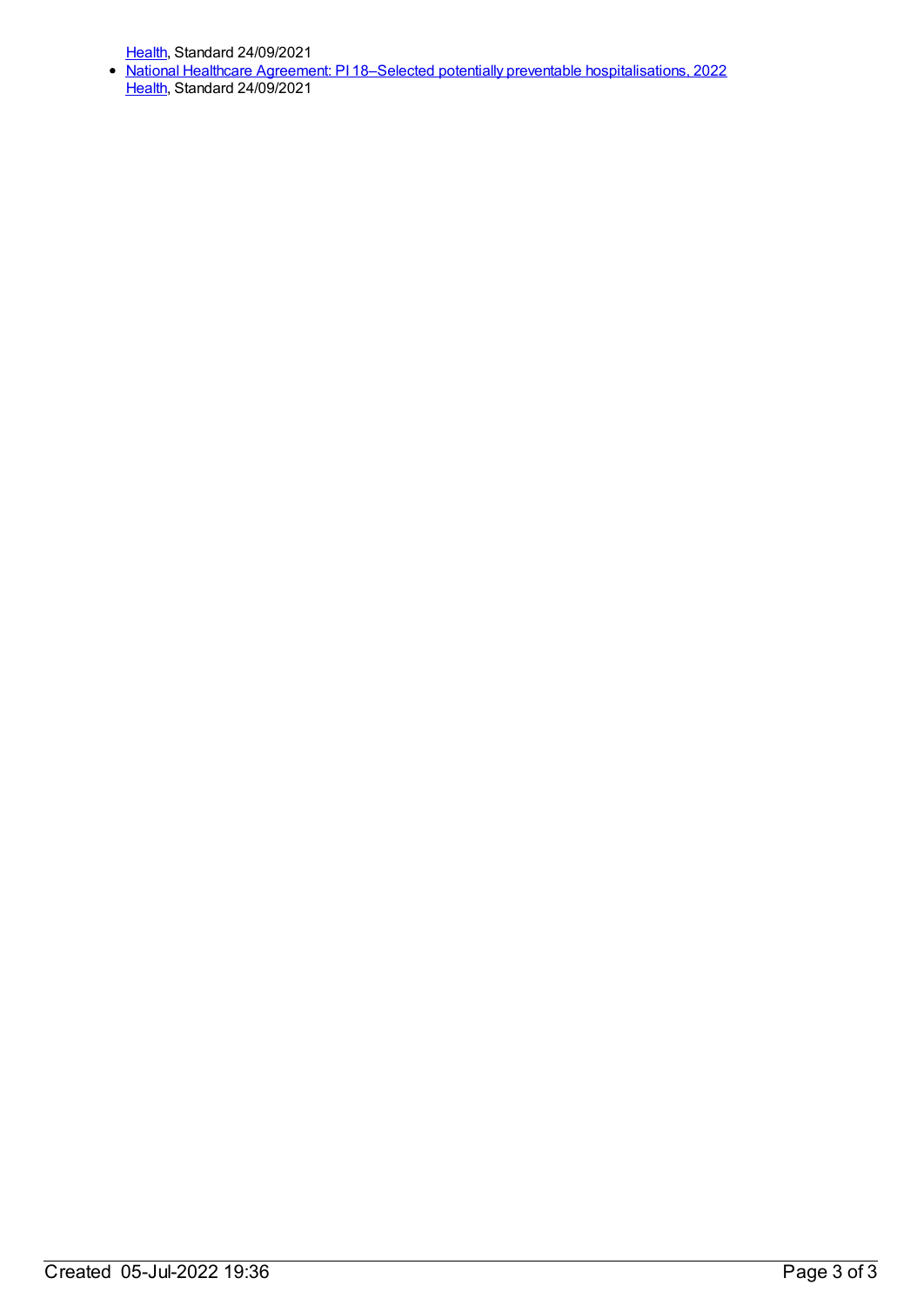Health, Standard 24/09/2021

- National Healthcare Agreement: PI 18–Selected potentially preventable hospitalisations, 2022
  Health, Standard 24/09/2021